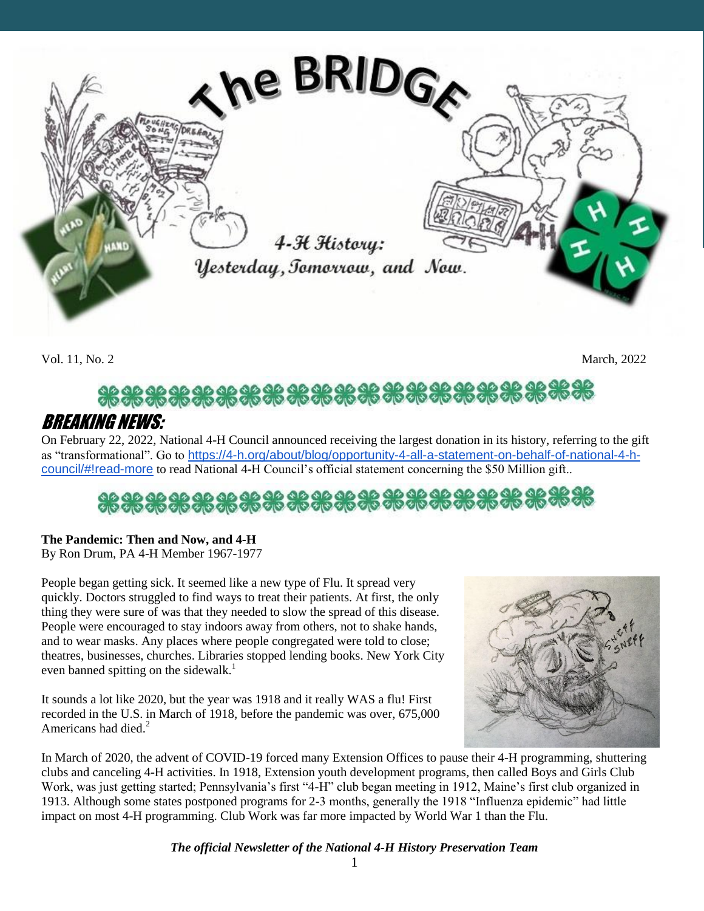# The BRIDGE

4-H History: Yesterday, Tomorrow, and Now.

Vol. 11, No. 2 March, 2022

## BREAKING NEWS:

On February 22, 2022, National 4-H Council announced receiving the largest donation in its history, referring to the gift as "transformational". Go to https://4-h.org/about/blog/opportunity-4-all-a-statement-on-behalf-of-national-4-h-council/#!read-more to read National 4-H Council's official statement concerning the $50 Million gift..

**The Pandemic: Then and Now, and 4-H**
By Ron Drum, PA 4-H Member 1967-1977

People began getting sick. It seemed like a new type of Flu. It spread very quickly. Doctors struggled to find ways to treat their patients. At first, the only thing they were sure of was that they needed to slow the spread of this disease. People were encouraged to stay indoors away from others, not to shake hands, and to wear masks. Any places where people congregated were told to close; theatres, businesses, churches. Libraries stopped lending books. New York City even banned spitting on the sidewalk.[1]

It sounds a lot like 2020, but the year was 1918 and it really WAS a flu! First recorded in the U.S. in March of 1918, before the pandemic was over, 675,000 Americans had died.[2]

In March of 2020, the advent of COVID-19 forced many Extension Offices to pause their 4-H programming, shuttering clubs and canceling 4-H activities. In 1918, Extension youth development programs, then called Boys and Girls Club Work, was just getting started; Pennsylvania's first "4-H" club began meeting in 1912, Maine's first club organized in 1913. Although some states postponed programs for 2-3 months, generally the 1918 "Influenza epidemic" had little impact on most 4-H programming. Club Work was far more impacted by World War 1 than the Flu.

***The official Newsletter of the National 4-H History Preservation Team***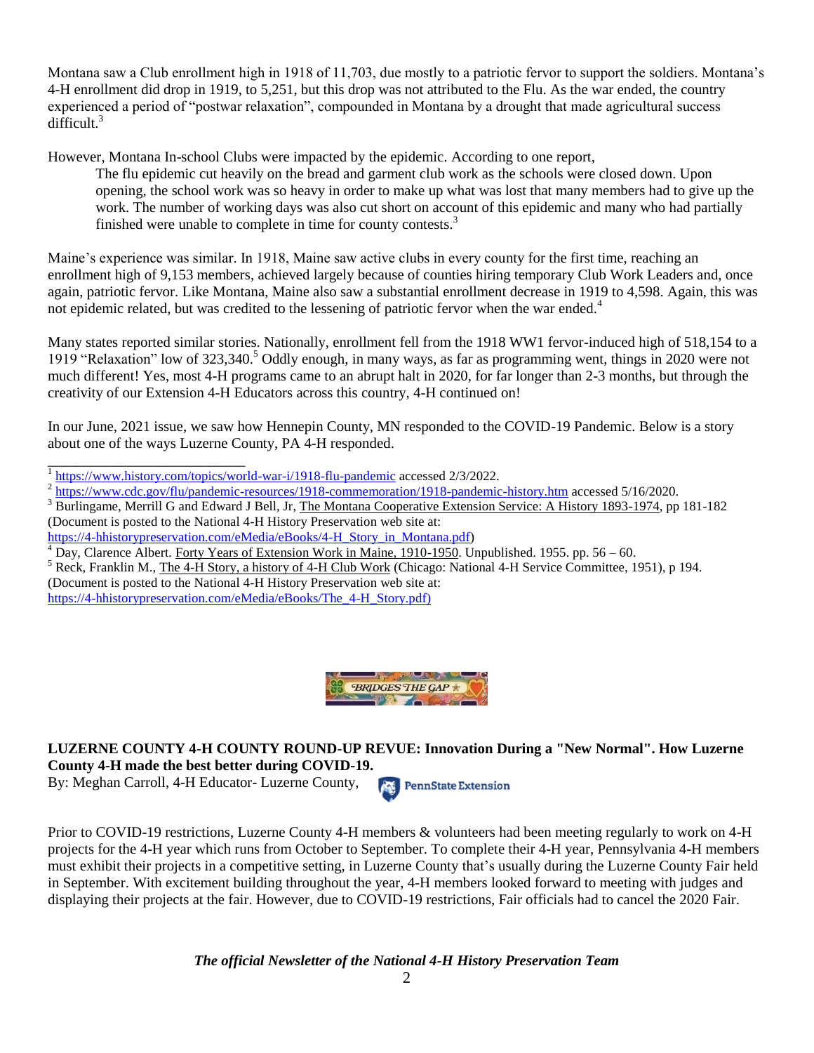Montana saw a Club enrollment high in 1918 of 11,703, due mostly to a patriotic fervor to support the soldiers. Montana's 4-H enrollment did drop in 1919, to 5,251, but this drop was not attributed to the Flu. As the war ended, the country experienced a period of "postwar relaxation", compounded in Montana by a drought that made agricultural success difficult.[3]

However, Montana In-school Clubs were impacted by the epidemic. According to one report,

> The flu epidemic cut heavily on the bread and garment club work as the schools were closed down. Upon opening, the school work was so heavy in order to make up what was lost that many members had to give up the work. The number of working days was also cut short on account of this epidemic and many who had partially finished were unable to complete in time for county contests.[3]

Maine's experience was similar. In 1918, Maine saw active clubs in every county for the first time, reaching an enrollment high of 9,153 members, achieved largely because of counties hiring temporary Club Work Leaders and, once again, patriotic fervor. Like Montana, Maine also saw a substantial enrollment decrease in 1919 to 4,598. Again, this was not epidemic related, but was credited to the lessening of patriotic fervor when the war ended.[4]

Many states reported similar stories. Nationally, enrollment fell from the 1918 WW1 fervor-induced high of 518,154 to a 1919 "Relaxation" low of 323,340.[5] Oddly enough, in many ways, as far as programming went, things in 2020 were not much different! Yes, most 4-H programs came to an abrupt halt in 2020, for far longer than 2-3 months, but through the creativity of our Extension 4-H Educators across this country, 4-H continued on!

In our June, 2021 issue, we saw how Hennepin County, MN responded to the COVID-19 Pandemic. Below is a story about one of the ways Luzerne County, PA 4-H responded.

---

[1] https://www.history.com/topics/world-war-i/1918-flu-pandemic accessed 2/3/2022.

[2] https://www.cdc.gov/flu/pandemic-resources/1918-commemoration/1918-pandemic-history.htm accessed 5/16/2020.

[3] Burlingame, Merrill G and Edward J Bell, Jr, The Montana Cooperative Extension Service: A History 1893-1974, pp 181-182 (Document is posted to the National 4-H History Preservation web site at: https://4-hhistorypreservation.com/eMedia/eBooks/4-H_Story_in_Montana.pdf)

[4] Day, Clarence Albert. Forty Years of Extension Work in Maine, 1910-1950. Unpublished. 1955. pp. 56 – 60.

[5] Reck, Franklin M., The 4-H Story, a history of 4-H Club Work (Chicago: National 4-H Service Committee, 1951), p 194. (Document is posted to the National 4-H History Preservation web site at: https://4-hhistorypreservation.com/eMedia/eBooks/The_4-H_Story.pdf)

**LUZERNE COUNTY 4-H COUNTY ROUND-UP REVUE: Innovation During a "New Normal". How Luzerne County 4-H made the best better during COVID-19.**

By: Meghan Carroll, 4-H Educator- Luzerne County, PennState Extension

Prior to COVID-19 restrictions, Luzerne County 4-H members & volunteers had been meeting regularly to work on 4-H projects for the 4-H year which runs from October to September. To complete their 4-H year, Pennsylvania 4-H members must exhibit their projects in a competitive setting, in Luzerne County that's usually during the Luzerne County Fair held in September. With excitement building throughout the year, 4-H members looked forward to meeting with judges and displaying their projects at the fair. However, due to COVID-19 restrictions, Fair officials had to cancel the 2020 Fair.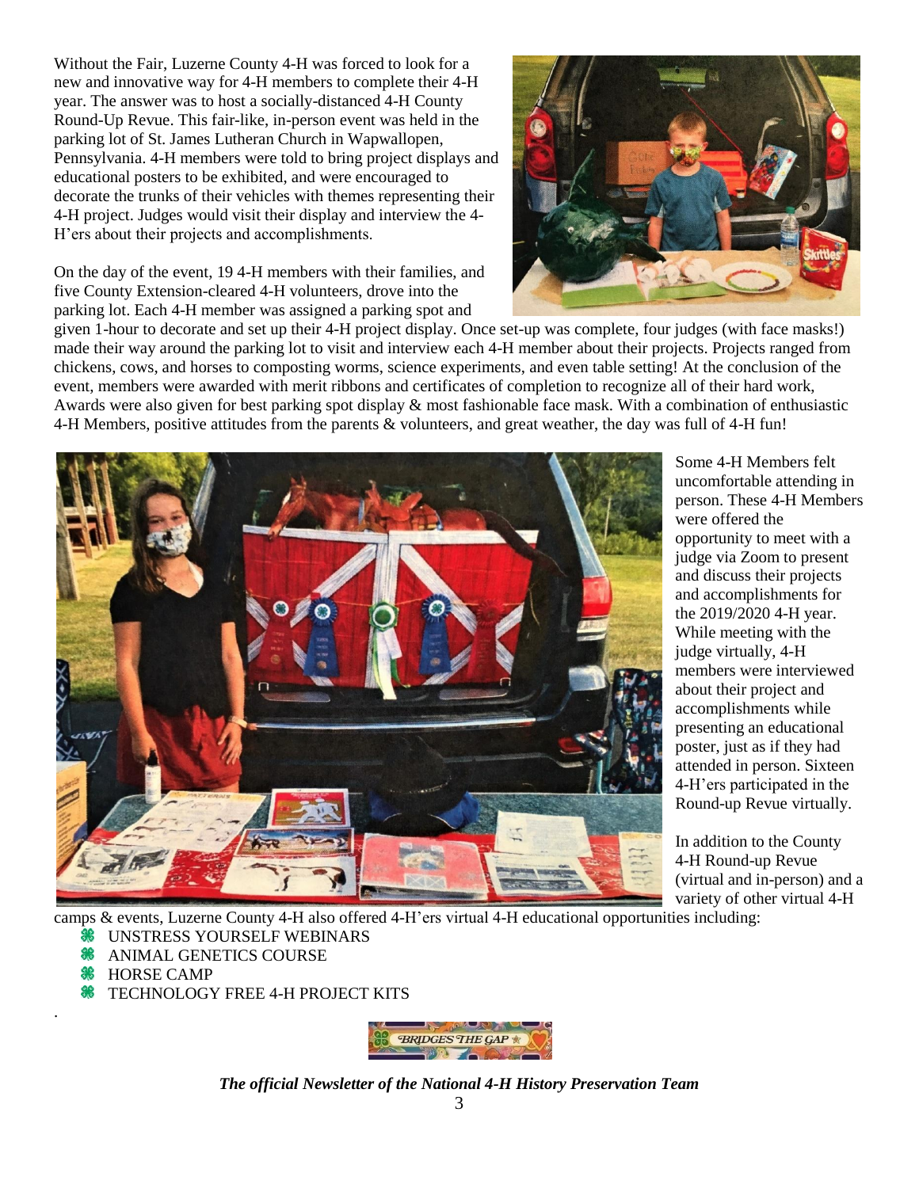Without the Fair, Luzerne County 4-H was forced to look for a new and innovative way for 4-H members to complete their 4-H year. The answer was to host a socially-distanced 4-H County Round-Up Revue. This fair-like, in-person event was held in the parking lot of St. James Lutheran Church in Wapwallopen, Pennsylvania. 4-H members were told to bring project displays and educational posters to be exhibited, and were encouraged to decorate the trunks of their vehicles with themes representing their 4-H project. Judges would visit their display and interview the 4-H'ers about their projects and accomplishments.

On the day of the event, 19 4-H members with their families, and five County Extension-cleared 4-H volunteers, drove into the parking lot. Each 4-H member was assigned a parking spot and given 1-hour to decorate and set up their 4-H project display. Once set-up was complete, four judges (with face masks!) made their way around the parking lot to visit and interview each 4-H member about their projects. Projects ranged from chickens, cows, and horses to composting worms, science experiments, and even table setting! At the conclusion of the event, members were awarded with merit ribbons and certificates of completion to recognize all of their hard work, Awards were also given for best parking spot display & most fashionable face mask. With a combination of enthusiastic 4-H Members, positive attitudes from the parents & volunteers, and great weather, the day was full of 4-H fun!

Some 4-H Members felt uncomfortable attending in person. These 4-H Members were offered the opportunity to meet with a judge via Zoom to present and discuss their projects and accomplishments for the 2019/2020 4-H year. While meeting with the judge virtually, 4-H members were interviewed about their project and accomplishments while presenting an educational poster, just as if they had attended in person. Sixteen 4-H'ers participated in the Round-up Revue virtually.

In addition to the County 4-H Round-up Revue (virtual and in-person) and a variety of other virtual 4-H camps & events, Luzerne County 4-H also offered 4-H'ers virtual 4-H educational opportunities including:

- UNSTRESS YOURSELF WEBINARS
- ANIMAL GENETICS COURSE
- HORSE CAMP
- TECHNOLOGY FREE 4-H PROJECT KITS

*The official Newsletter of the National 4-H History Preservation Team*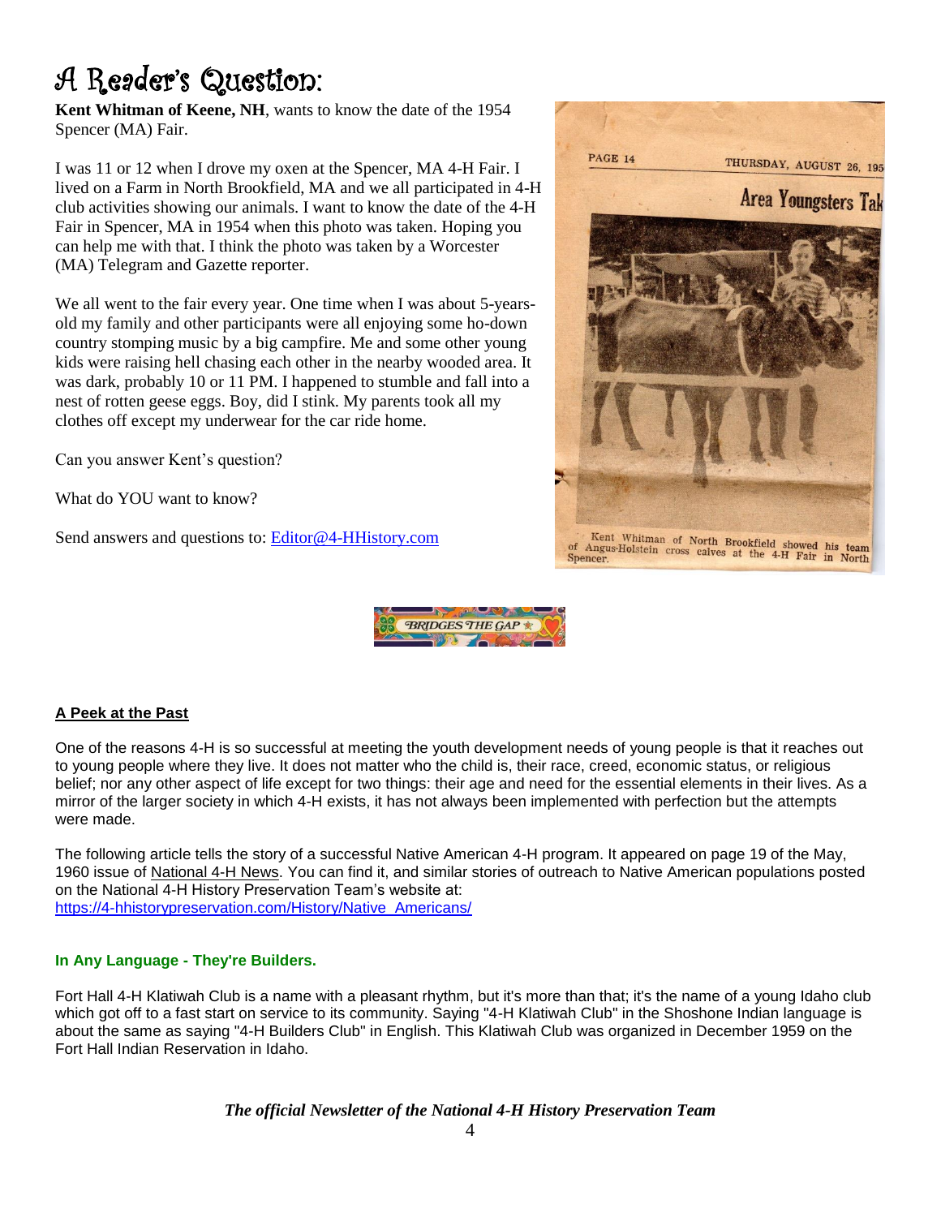# A Reader's Question:

**Kent Whitman of Keene, NH**, wants to know the date of the 1954 Spencer (MA) Fair.

I was 11 or 12 when I drove my oxen at the Spencer, MA 4-H Fair. I lived on a Farm in North Brookfield, MA and we all participated in 4-H club activities showing our animals. I want to know the date of the 4-H Fair in Spencer, MA in 1954 when this photo was taken. Hoping you can help me with that. I think the photo was taken by a Worcester (MA) Telegram and Gazette reporter.

We all went to the fair every year. One time when I was about 5-years-old my family and other participants were all enjoying some ho-down country stomping music by a big campfire. Me and some other young kids were raising hell chasing each other in the nearby wooded area. It was dark, probably 10 or 11 PM. I happened to stumble and fall into a nest of rotten geese eggs. Boy, did I stink. My parents took all my clothes off except my underwear for the car ride home.

Can you answer Kent's question?

What do YOU want to know?

Send answers and questions to: Editor@4-HHistory.com

PAGE 14 THURSDAY, AUGUST 26, 195

Area Youngsters Tak

Kent Whitman of North Brookfield showed his team of Angus-Holstein cross calves at the 4-H Fair in North Spencer.

## A Peek at the Past

One of the reasons 4-H is so successful at meeting the youth development needs of young people is that it reaches out to young people where they live. It does not matter who the child is, their race, creed, economic status, or religious belief; nor any other aspect of life except for two things: their age and need for the essential elements in their lives. As a mirror of the larger society in which 4-H exists, it has not always been implemented with perfection but the attempts were made.

The following article tells the story of a successful Native American 4-H program. It appeared on page 19 of the May, 1960 issue of National 4-H News. You can find it, and similar stories of outreach to Native American populations posted on the National 4-H History Preservation Team's website at: https://4-hhistorypreservation.com/History/Native_Americans/

### In Any Language - They're Builders.

Fort Hall 4-H Klatiwah Club is a name with a pleasant rhythm, but it's more than that; it's the name of a young Idaho club which got off to a fast start on service to its community. Saying "4-H Klatiwah Club" in the Shoshone Indian language is about the same as saying "4-H Builders Club" in English. This Klatiwah Club was organized in December 1959 on the Fort Hall Indian Reservation in Idaho.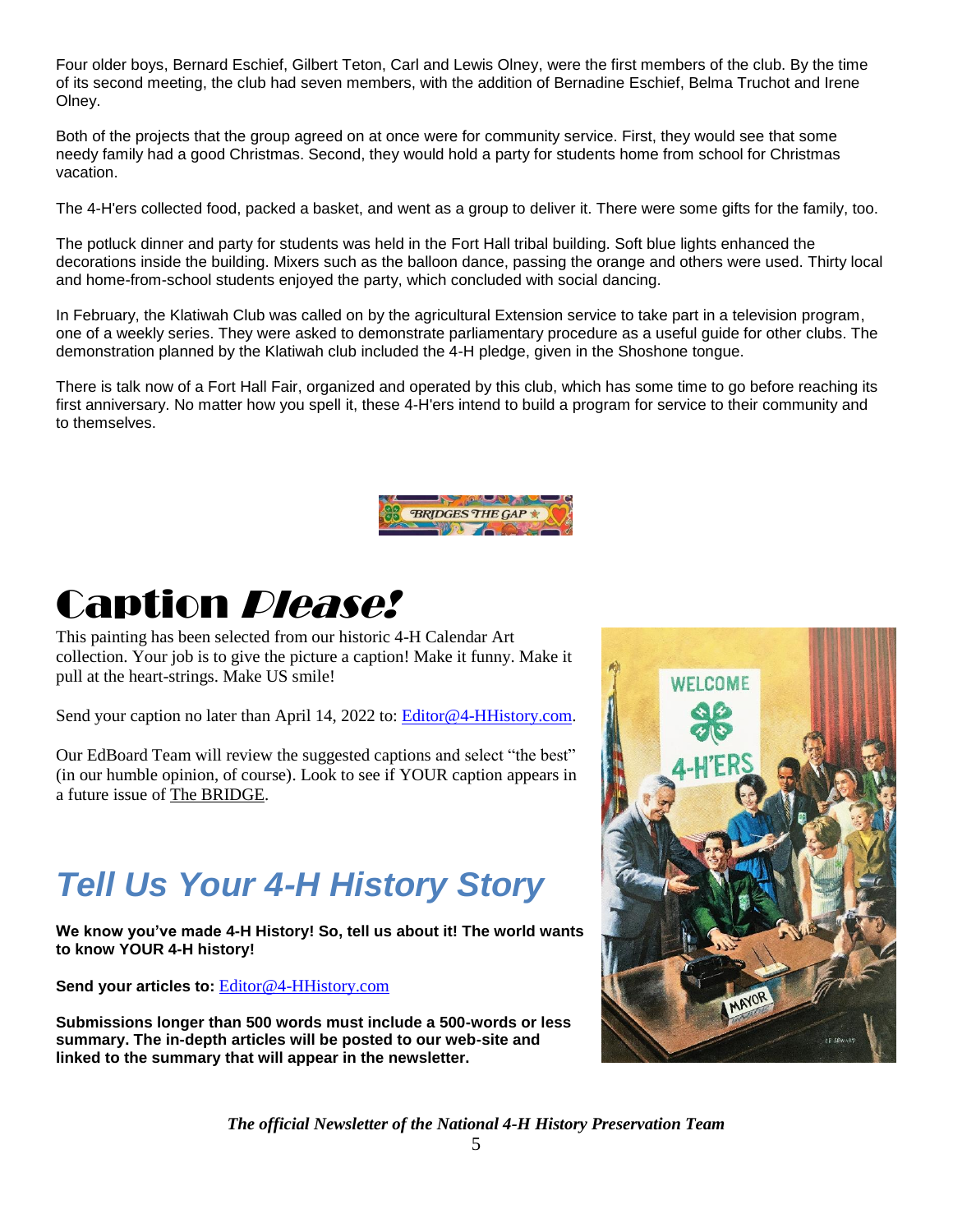Four older boys, Bernard Eschief, Gilbert Teton, Carl and Lewis Olney, were the first members of the club. By the time of its second meeting, the club had seven members, with the addition of Bernadine Eschief, Belma Truchot and Irene Olney.

Both of the projects that the group agreed on at once were for community service. First, they would see that some needy family had a good Christmas. Second, they would hold a party for students home from school for Christmas vacation.

The 4-H'ers collected food, packed a basket, and went as a group to deliver it. There were some gifts for the family, too.

The potluck dinner and party for students was held in the Fort Hall tribal building. Soft blue lights enhanced the decorations inside the building. Mixers such as the balloon dance, passing the orange and others were used. Thirty local and home-from-school students enjoyed the party, which concluded with social dancing.

In February, the Klatiwah Club was called on by the agricultural Extension service to take part in a television program, one of a weekly series. They were asked to demonstrate parliamentary procedure as a useful guide for other clubs. The demonstration planned by the Klatiwah club included the 4-H pledge, given in the Shoshone tongue.

There is talk now of a Fort Hall Fair, organized and operated by this club, which has some time to go before reaching its first anniversary. No matter how you spell it, these 4-H'ers intend to build a program for service to their community and to themselves.

BRIDGES THE GAP

# Caption *Please!*

This painting has been selected from our historic 4-H Calendar Art collection. Your job is to give the picture a caption! Make it funny. Make it pull at the heart-strings. Make US smile!

Send your caption no later than April 14, 2022 to: Editor@4-HHistory.com.

Our EdBoard Team will review the suggested captions and select "the best" (in our humble opinion, of course). Look to see if YOUR caption appears in a future issue of The BRIDGE.

## *Tell Us Your 4-H History Story*

**We know you've made 4-H History! So, tell us about it! The world wants to know YOUR 4-H history!**

**Send your articles to:** Editor@4-HHistory.com

**Submissions longer than 500 words must include a 500-words or less summary. The in-depth articles will be posted to our web-site and linked to the summary that will appear in the newsletter.**

*The official Newsletter of the National 4-H History Preservation Team*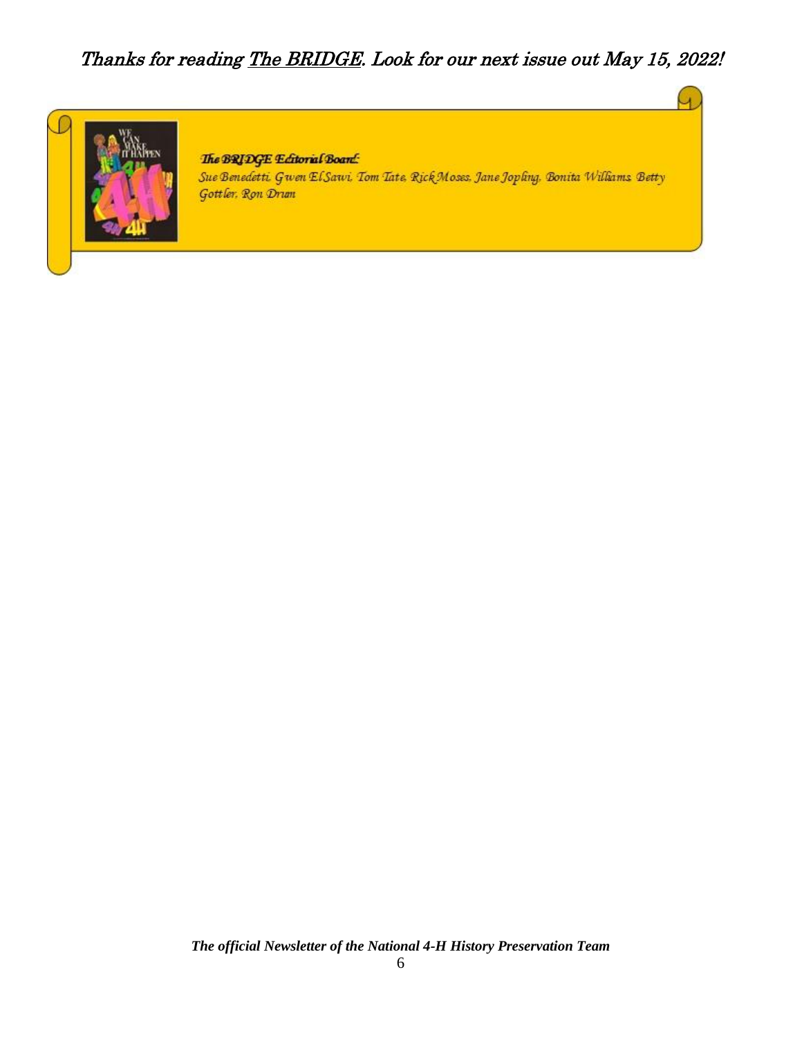*Thanks for reading The BRIDGE. Look for our next issue out May 15, 2022!*

*The BRIDGE Editorial Board:*

*Sue Benedetti, Gwen El Sawi, Tom Tate, Rick Moses, Jane Jopling, Bonita Williams, Betty Gottler, Ron Drum*

***The official Newsletter of the National 4-H History Preservation Team***